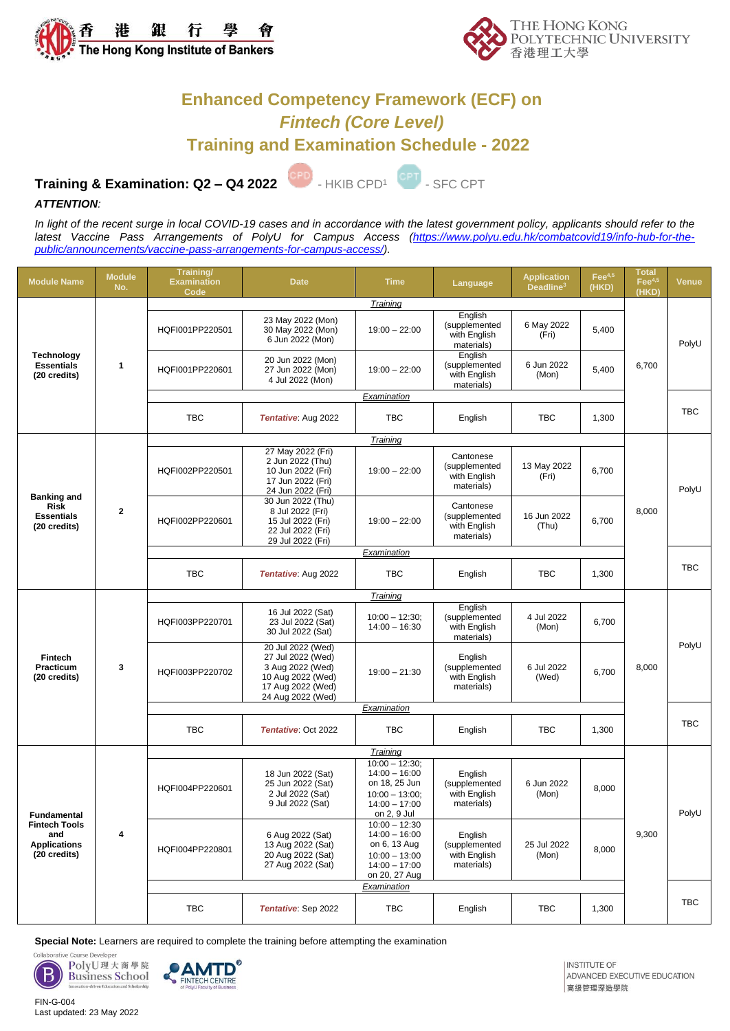香港銀行學會 The Hong Kong Institute of Bankers

THE HONG KONG POLYTECHNIC UNIVERSITY 香港理工大學

# Enhanced Competency Framework (ECF) on *Fintech (Core Level)* Training and Examination Schedule - 2022

## Training & Examination: Q2 – Q4 2022

CPD - HKIB CPD[1] CPT - SFC CPT

***ATTENTION:***

*In light of the recent surge in local COVID-19 cases and in accordance with the latest government policy, applicants should refer to the latest Vaccine Pass Arrangements of PolyU for Campus Access ([https://www.polyu.edu.hk/combatcovid19/info-hub-for-the-public/announcements/vaccine-pass-arrangements-for-campus-access/](https://www.polyu.edu.hk/combatcovid19/info-hub-for-the-public/announcements/vaccine-pass-arrangements-for-campus-access/)).*

| Module Name | Module No. | Training/ Examination Code | Date | Time | Language | Application Deadline[3] | Fee[4,5] (HKD) | Total Fee[4,5] (HKD) | Venue |
|---|---|---|---|---|---|---|---|---|---|
| **Technology Essentials (20 credits)** | **1** | *Training* | | | | | | 6,700 | PolyU |
| | | HQFI001PP220501 | 23 May 2022 (Mon)<br>30 May 2022 (Mon)<br>6 Jun 2022 (Mon) | 19:00 – 22:00 | English (supplemented with English materials) | 6 May 2022 (Fri) | 5,400 | | |
| | | HQFI001PP220601 | 20 Jun 2022 (Mon)<br>27 Jun 2022 (Mon)<br>4 Jul 2022 (Mon) | 19:00 – 22:00 | English (supplemented with English materials) | 6 Jun 2022 (Mon) | 5,400 | | |
| | | *Examination* | | | | | | | TBC |
| | | TBC | ***Tentative***: Aug 2022 | TBC | English | TBC | 1,300 | | |
| **Banking and Risk Essentials (20 credits)** | **2** | *Training* | | | | | | 8,000 | PolyU |
| | | HQFI002PP220501 | 27 May 2022 (Fri)<br>2 Jun 2022 (Thu)<br>10 Jun 2022 (Fri)<br>17 Jun 2022 (Fri)<br>24 Jun 2022 (Fri) | 19:00 – 22:00 | Cantonese (supplemented with English materials) | 13 May 2022 (Fri) | 6,700 | | |
| | | HQFI002PP220601 | 30 Jun 2022 (Thu)<br>8 Jul 2022 (Fri)<br>15 Jul 2022 (Fri)<br>22 Jul 2022 (Fri)<br>29 Jul 2022 (Fri) | 19:00 – 22:00 | Cantonese (supplemented with English materials) | 16 Jun 2022 (Thu) | 6,700 | | |
| | | *Examination* | | | | | | | TBC |
| | | TBC | ***Tentative***: Aug 2022 | TBC | English | TBC | 1,300 | | |
| **Fintech Practicum (20 credits)** | **3** | *Training* | | | | | | 8,000 | PolyU |
| | | HQFI003PP220701 | 16 Jul 2022 (Sat)<br>23 Jul 2022 (Sat)<br>30 Jul 2022 (Sat) | 10:00 – 12:30;<br>14:00 – 16:30 | English (supplemented with English materials) | 4 Jul 2022 (Mon) | 6,700 | | |
| | | HQFI003PP220702 | 20 Jul 2022 (Wed)<br>27 Jul 2022 (Wed)<br>3 Aug 2022 (Wed)<br>10 Aug 2022 (Wed)<br>17 Aug 2022 (Wed)<br>24 Aug 2022 (Wed) | 19:00 – 21:30 | English (supplemented with English materials) | 6 Jul 2022 (Wed) | 6,700 | | |
| | | *Examination* | | | | | | | TBC |
| | | TBC | ***Tentative***: Oct 2022 | TBC | English | TBC | 1,300 | | |
| **Fundamental Fintech Tools and Applications (20 credits)** | **4** | *Training* | | | | | | 9,300 | PolyU |
| | | HQFI004PP220601 | 18 Jun 2022 (Sat)<br>25 Jun 2022 (Sat)<br>2 Jul 2022 (Sat)<br>9 Jul 2022 (Sat) | 10:00 – 12:30;<br>14:00 – 16:00<br>on 18, 25 Jun<br>10:00 – 13:00;<br>14:00 – 17:00<br>on 2, 9 Jul | English (supplemented with English materials) | 6 Jun 2022 (Mon) | 8,000 | | |
| | | HQFI004PP220801 | 6 Aug 2022 (Sat)<br>13 Aug 2022 (Sat)<br>20 Aug 2022 (Sat)<br>27 Aug 2022 (Sat) | 10:00 – 12:30<br>14:00 – 16:00<br>on 6, 13 Aug<br>10:00 – 13:00<br>14:00 – 17:00<br>on 20, 27 Aug | English (supplemented with English materials) | 25 Jul 2022 (Mon) | 8,000 | | |
| | | *Examination* | | | | | | | TBC |
| | | TBC | ***Tentative***: Sep 2022 | TBC | English | TBC | 1,300 | | |

**Special Note:** Learners are required to complete the training before attempting the examination

Collaborative Course Developer: PolyU 理大商學院 Business School; AMTD FINTECH CENTRE of PolyU Faculty of Business

INSTITUTE OF ADVANCED EXECUTIVE EDUCATION 高級管理深造學院

FIN-G-004
Last updated: 23 May 2022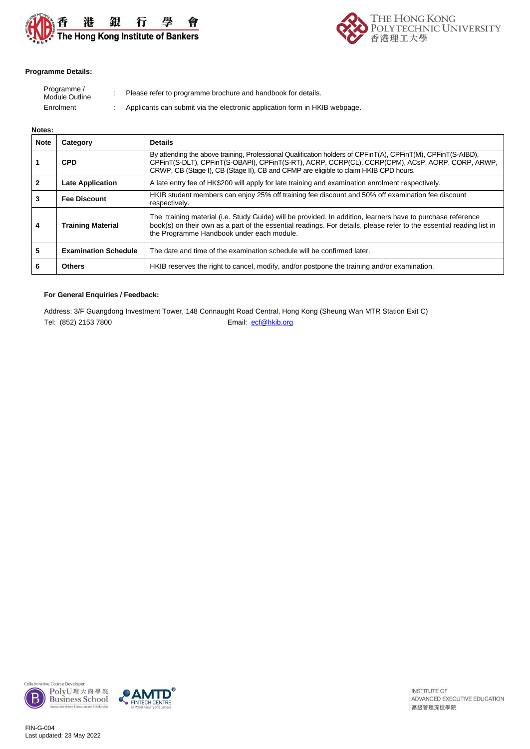**Programme Details:**

| | | |
|---|---|---|
| Programme / Module Outline | : | Please refer to programme brochure and handbook for details. |
| Enrolment | : | Applicants can submit via the electronic application form in HKIB webpage. |

**Notes:**

| Note | Category | Details |
|---|---|---|
| **1** | **CPD** | By attending the above training, Professional Qualification holders of CPFinT(A), CPFinT(M), CPFinT(S-AIBD), CPFinT(S-DLT), CPFinT(S-OBAPI), CPFinT(S-RT), ACRP, CCRP(CL), CCRP(CPM), ACsP, AORP, CORP, ARWP, CRWP, CB (Stage I), CB (Stage II), CB and CFMP are eligible to claim HKIB CPD hours. |
| **2** | **Late Application** | A late entry fee of HK$200 will apply for late training and examination enrolment respectively. |
| **3** | **Fee Discount** | HKIB student members can enjoy 25% off training fee discount and 50% off examination fee discount respectively. |
| **4** | **Training Material** | The training material (i.e. Study Guide) will be provided. In addition, learners have to purchase reference book(s) on their own as a part of the essential readings. For details, please refer to the essential reading list in the Programme Handbook under each module. |
| **5** | **Examination Schedule** | The date and time of the examination schedule will be confirmed later. |
| **6** | **Others** | HKIB reserves the right to cancel, modify, and/or postpone the training and/or examination. |

**For General Enquiries / Feedback:**

Address: 3/F Guangdong Investment Tower, 148 Connaught Road Central, Hong Kong (Sheung Wan MTR Station Exit C)

Tel: (852) 2153 7800 Email: ecf@hkib.org

FIN-G-004

Last updated: 23 May 2022